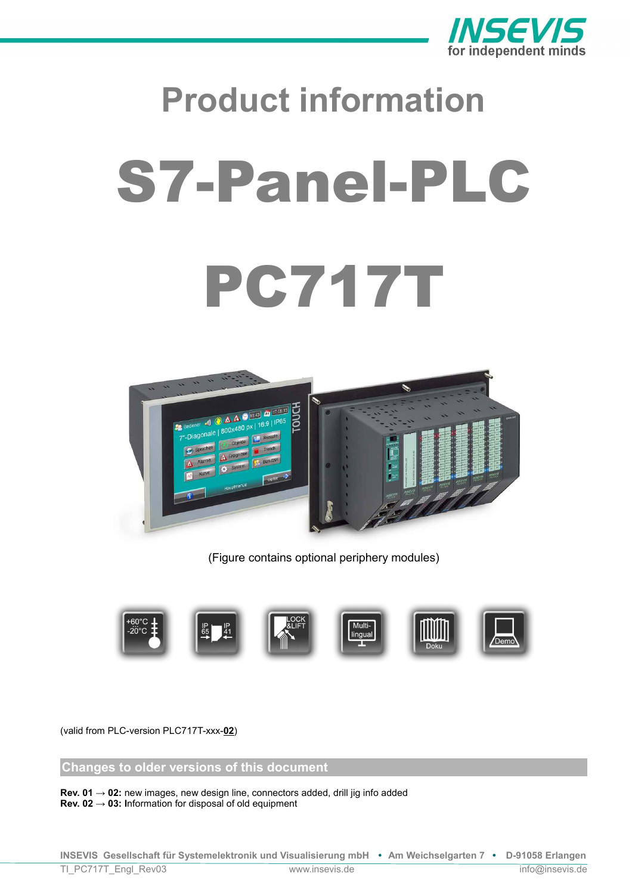# Product information

# S7-Panel-PLC

# PC717T

(Figure contains optional periphery modules)

(valid from PLC-version PLC717T-xxx-**02**)

## Changes to older versions of this document

**Rev. 01 → 02:** new images, new design line, connectors added, drill jig info added
**Rev. 02 → 03:** **I**nformation for disposal of old equipment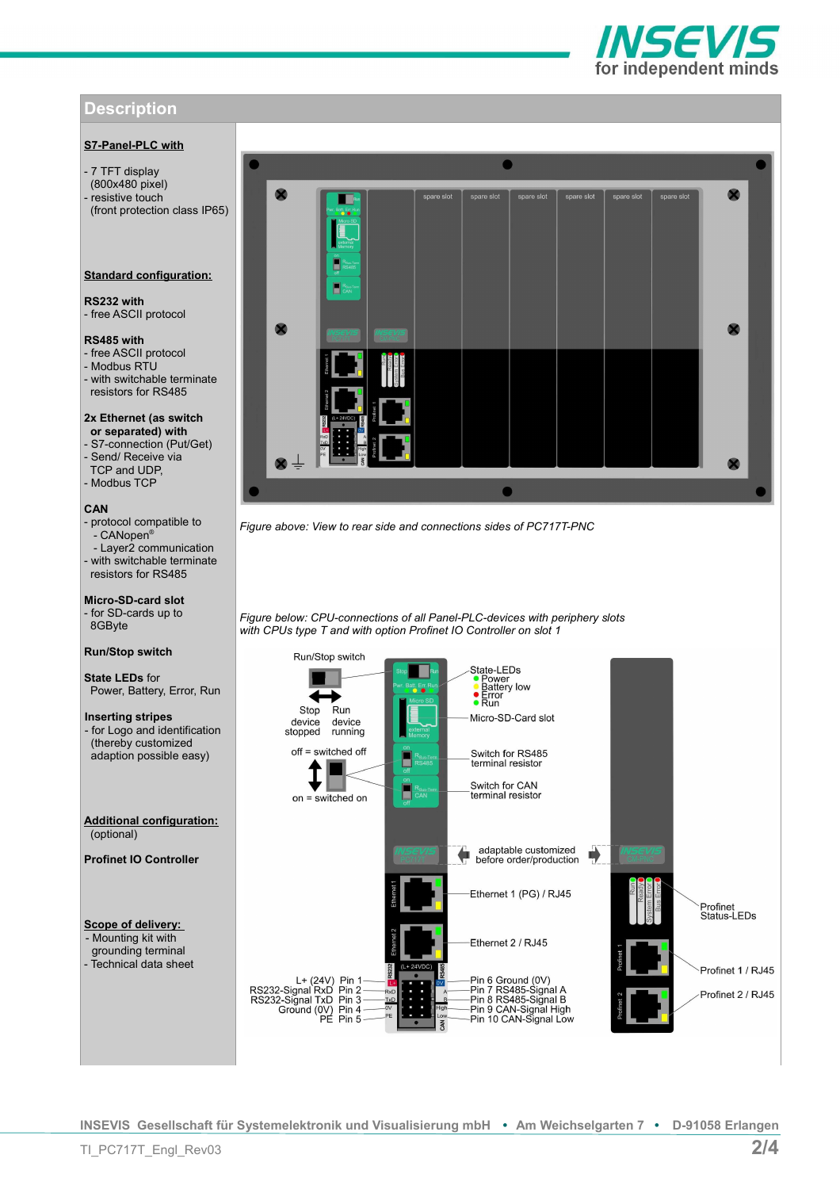## Description

**S7-Panel-PLC with**

- 7 TFT display (800x480 pixel)
- resistive touch (front protection class IP65)

**Standard configuration:**

**RS232 with**
- free ASCII protocol

**RS485 with**
- free ASCII protocol
- Modbus RTU
- with switchable terminate resistors for RS485

**2x Ethernet (as switch or separated) with**
- S7-connection (Put/Get)
- Send/ Receive via TCP and UDP,
- Modbus TCP

**CAN**
- protocol compatible to
  - CANopen®
  - Layer2 communication
- with switchable terminate resistors for RS485

**Micro-SD-card slot**
- for SD-cards up to 8GByte

**Run/Stop switch**

**State LEDs** for Power, Battery, Error, Run

**Inserting stripes**
- for Logo and identification (thereby customized adaptation possible easy)

**Additional configuration:** (optional)

**Profinet IO Controller**

**Scope of delivery:**
- Mounting kit with grounding terminal
- Technical data sheet

*Figure above: View to rear side and connections sides of PC717T-PNC*

*Figure below: CPU-connections of all Panel-PLC-devices with periphery slots with CPUs type T and with option Profinet IO Controller on slot 1*

Run/Stop switch: Stop – device stopped; Run – device running

off = switched off; on = switched on

State-LEDs: Power, Battery low, Error, Run

Micro-SD-Card slot

Switch for RS485 terminal resistor

Switch for CAN terminal resistor

adaptable customized before order/production

Ethernet 1 (PG) / RJ45

Ethernet 2 / RJ45

Profinet Status-LEDs

Profinet 1 / RJ45

Profinet 2 / RJ45

| Left side | Right side |
|---|---|
| L+ (24V) Pin 1 | Pin 6 Ground (0V) |
| RS232-Signal RxD Pin 2 | Pin 7 RS485-Signal A |
| RS232-Signal TxD Pin 3 | Pin 8 RS485-Signal B |
| Ground (0V) Pin 4 | Pin 9 CAN-Signal High |
| PE Pin 5 | Pin 10 CAN-Signal Low |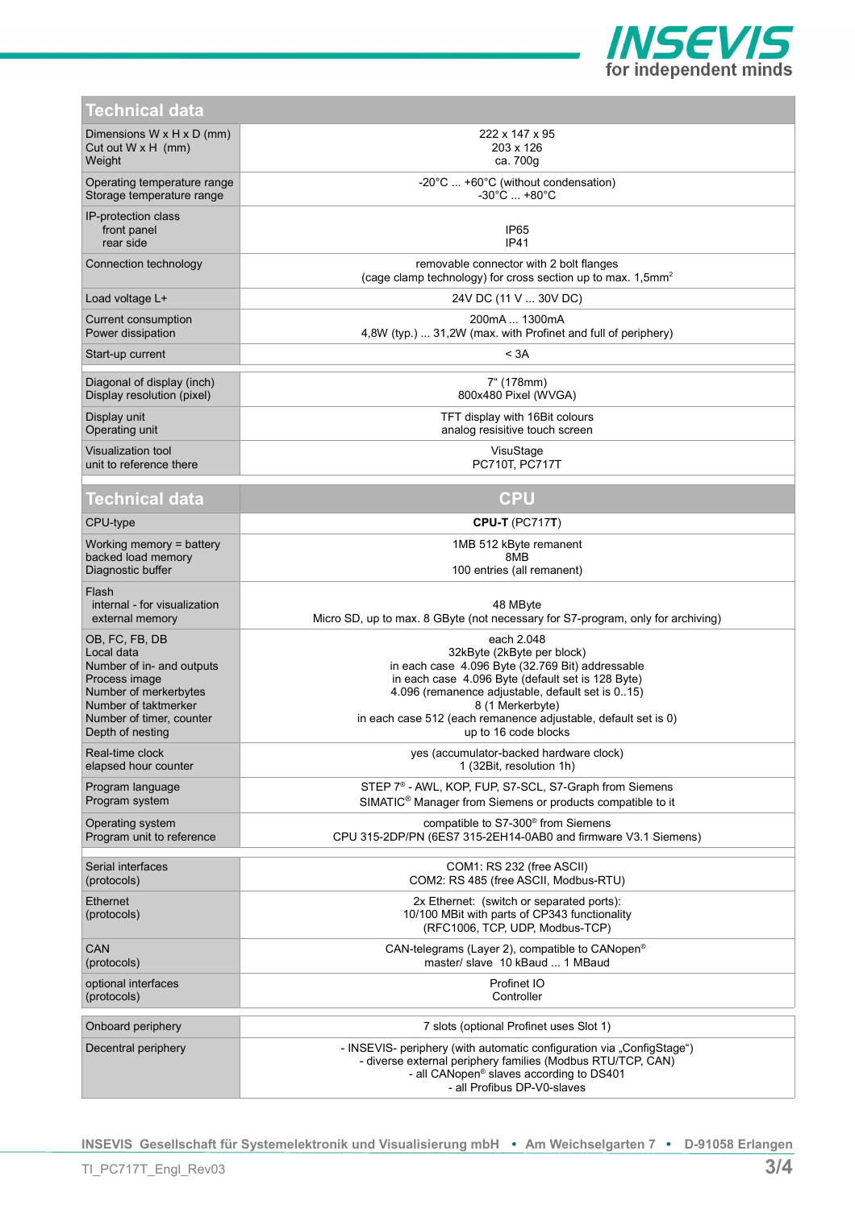| Technical data | |
|---|---|
| Dimensions W x H x D (mm)<br>Cut out W x H (mm)<br>Weight | 222 x 147 x 95<br>203 x 126<br>ca. 700g |
| Operating temperature range<br>Storage temperature range | -20°C ... +60°C (without condensation)<br>-30°C ... +80°C |
| IP-protection class<br>front panel<br>rear side | <br>IP65<br>IP41 |
| Connection technology | removable connector with 2 bolt flanges<br>(cage clamp technology) for cross section up to max. 1,5mm² |
| Load voltage L+ | 24V DC (11 V ... 30V DC) |
| Current consumption<br>Power dissipation | 200mA ... 1300mA<br>4,8W (typ.) ... 31,2W (max. with Profinet and full of periphery) |
| Start-up current | < 3A |
| | |
| Diagonal of display (inch)<br>Display resolution (pixel) | 7" (178mm)<br>800x480 Pixel (WVGA) |
| Display unit<br>Operating unit | TFT display with 16Bit colours<br>analog resisitive touch screen |
| Visualization tool<br>unit to reference there | VisuStage<br>PC710T, PC717T |

| Technical data | CPU |
|---|---|
| CPU-type | **CPU-T** (PC717**T**) |
| Working memory = battery backed load memory<br>Diagnostic buffer | 1MB 512 kByte remanent<br>8MB<br>100 entries (all remanent) |
| Flash<br>internal - for visualization<br>external memory | <br>48 MByte<br>Micro SD, up to max. 8 GByte (not necessary for S7-program, only for archiving) |
| OB, FC, FB, DB<br>Local data<br>Number of in- and outputs<br>Process image<br>Number of merkerbytes<br>Number of taktmerker<br>Number of timer, counter<br>Depth of nesting | each 2.048<br>32kByte (2kByte per block)<br>in each case 4.096 Byte (32.769 Bit) addressable<br>in each case 4.096 Byte (default set is 128 Byte)<br>4.096 (remanence adjustable, default set is 0..15)<br>8 (1 Merkerbyte)<br>in each case 512 (each remanence adjustable, default set is 0)<br>up to 16 code blocks |
| Real-time clock<br>elapsed hour counter | yes (accumulator-backed hardware clock)<br>1 (32Bit, resolution 1h) |
| Program language<br>Program system | STEP 7® - AWL, KOP, FUP, S7-SCL, S7-Graph from Siemens<br>SIMATIC® Manager from Siemens or products compatible to it |
| Operating system<br>Program unit to reference | compatible to S7-300® from Siemens<br>CPU 315-2DP/PN (6ES7 315-2EH14-0AB0 and firmware V3.1 Siemens) |
| | |
| Serial interfaces<br>(protocols) | COM1: RS 232 (free ASCII)<br>COM2: RS 485 (free ASCII, Modbus-RTU) |
| Ethernet<br>(protocols) | 2x Ethernet: (switch or separated ports):<br>10/100 MBit with parts of CP343 functionality<br>(RFC1006, TCP, UDP, Modbus-TCP) |
| CAN<br>(protocols) | CAN-telegrams (Layer 2), compatible to CANopen®<br>master/ slave 10 kBaud ... 1 MBaud |
| optional interfaces<br>(protocols) | Profinet IO<br>Controller |
| | |
| Onboard periphery | 7 slots (optional Profinet uses Slot 1) |
| Decentral periphery | - INSEVIS- periphery (with automatic configuration via „ConfigStage“)<br>- diverse external periphery families (Modbus RTU/TCP, CAN)<br>- all CANopen® slaves according to DS401<br>- all Profibus DP-V0-slaves |

INSEVIS Gesellschaft für Systemelektronik und Visualisierung mbH • Am Weichselgarten 7 • D-91058 Erlangen

TI_PC717T_Engl_Rev03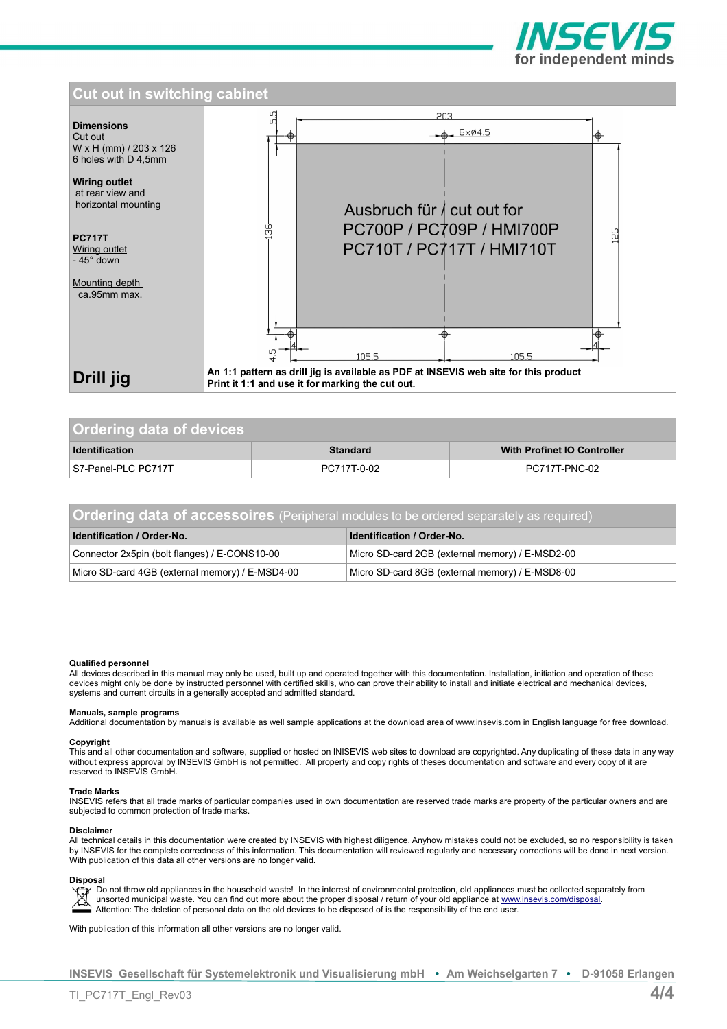## Cut out in switching cabinet

**Dimensions**
Cut out
W x H (mm) / 203 x 126
6 holes with D 4,5mm

**Wiring outlet**
at rear view and
horizontal mounting

**PC717T**
Wiring outlet
- 45° down

Mounting depth
ca.95mm max.

203
6x⌀4.5
5.5
136
126
Ausbruch für / cut out for
PC700P / PC709P / HMI700P
PC710T / PC717T / HMI710T
4
4.5
105.5
105.5
4

**Drill jig**

**An 1:1 pattern as drill jig is available as PDF at INSEVIS web site for this product**
**Print it 1:1 and use it for marking the cut out.**

## Ordering data of devices

| Identification | Standard | With Profinet IO Controller |
|---|---|---|
| S7-Panel-PLC **PC717T** | PC717T-0-02 | PC717T-PNC-02 |

## Ordering data of accessoires (Peripheral modules to be ordered separately as required)

| Identification / Order-No. | Identification / Order-No. |
|---|---|
| Connector 2x5pin (bolt flanges) / E-CONS10-00 | Micro SD-card 2GB (external memory) / E-MSD2-00 |
| Micro SD-card 4GB (external memory) / E-MSD4-00 | Micro SD-card 8GB (external memory) / E-MSD8-00 |

**Qualified personnel**
All devices described in this manual may only be used, built up and operated together with this documentation. Installation, initiation and operation of these devices might only be done by instructed personnel with certified skills, who can prove their ability to install and initiate electrical and mechanical devices, systems and current circuits in a generally accepted and admitted standard.

**Manuals, sample programs**
Additional documentation by manuals is available as well sample applications at the download area of www.insevis.com in English language for free download.

**Copyright**
This and all other documentation and software, supplied or hosted on INISEVIS web sites to download are copyrighted. Any duplicating of these data in any way without express approval by INSEVIS GmbH is not permitted. All property and copy rights of theses documentation and software and every copy of it are reserved to INSEVIS GmbH.

**Trade Marks**
INSEVIS refers that all trade marks of particular companies used in own documentation are reserved trade marks are property of the particular owners and are subjected to common protection of trade marks.

**Disclaimer**
All technical details in this documentation were created by INSEVIS with highest diligence. Anyhow mistakes could not be excluded, so no responsibility is taken by INSEVIS for the complete correctness of this information. This documentation will reviewed regularly and necessary corrections will be done in next version. With publication of this data all other versions are no longer valid.

**Disposal**
Do not throw old appliances in the household waste! In the interest of environmental protection, old appliances must be collected separately from unsorted municipal waste. You can find out more about the proper disposal / return of your old appliance at www.insevis.com/disposal.
Attention: The deletion of personal data on the old devices to be disposed of is the responsibility of the end user.

With publication of this information all other versions are no longer valid.